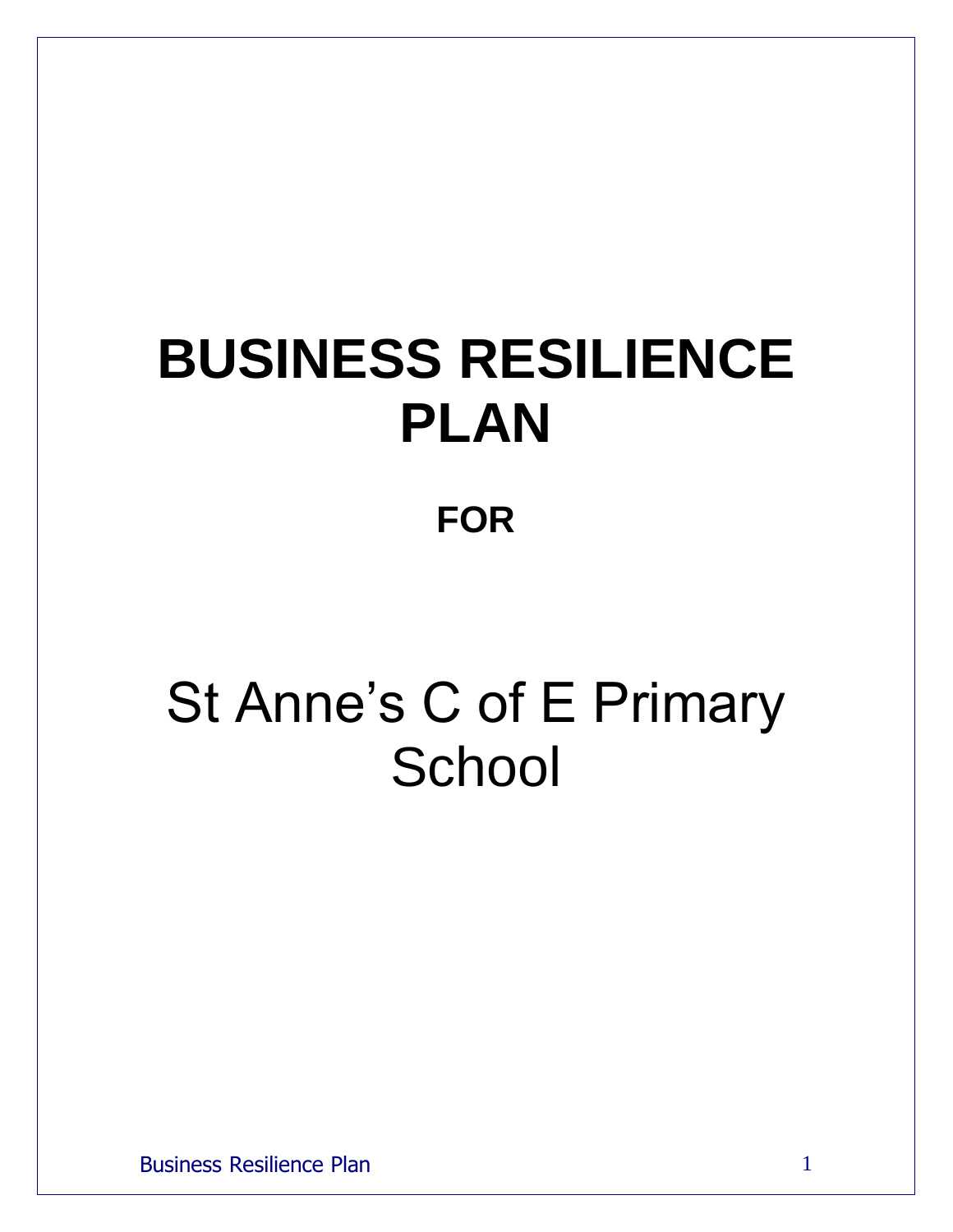# BUSINESS RESILIENCE PLAN

**FOR**

St Anne's C of E Primary School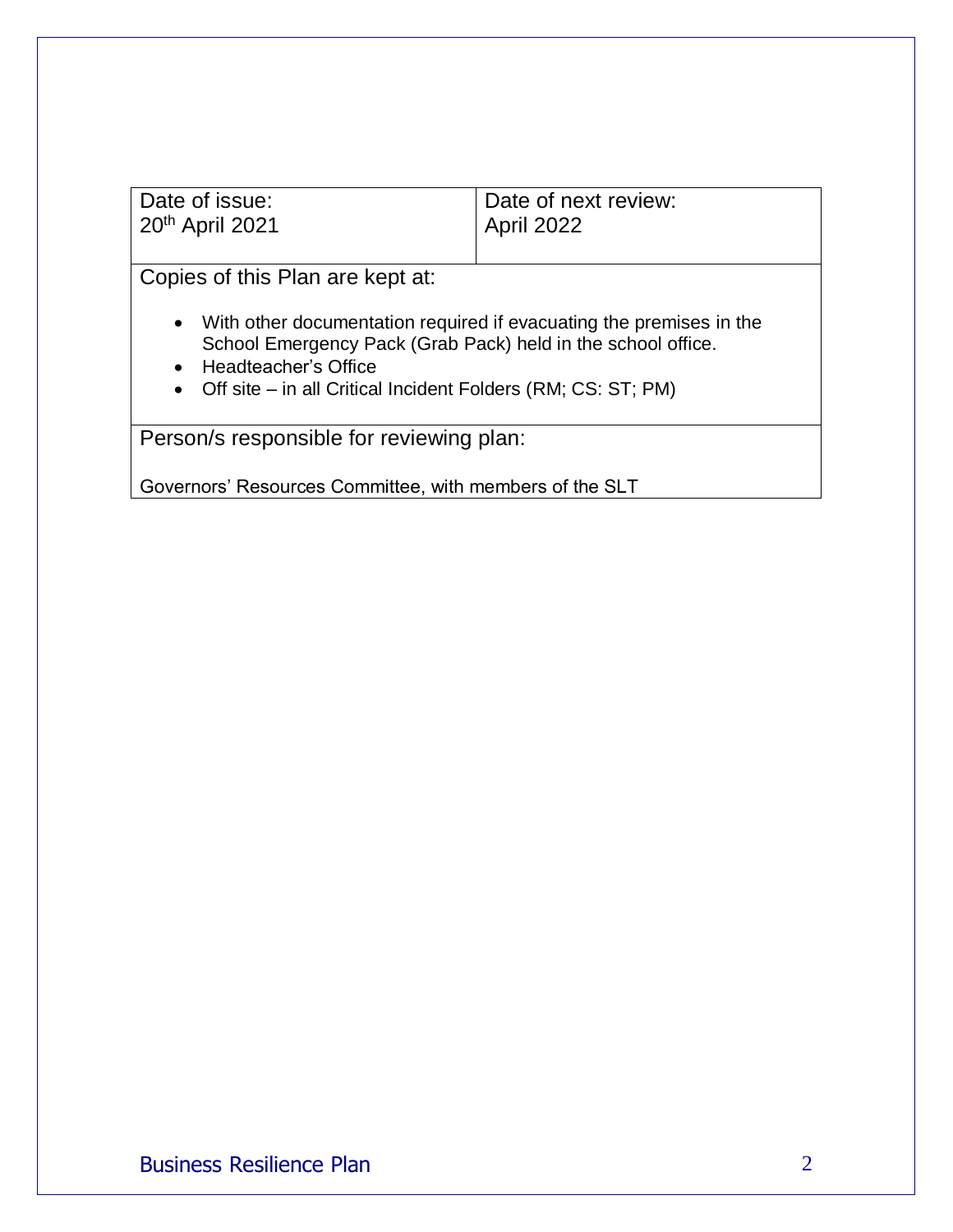| Date of issue: 20th April 2021 | Date of next review: April 2022 |
|---|---|
| Copies of this Plan are kept at:<br><br>• With other documentation required if evacuating the premises in the School Emergency Pack (Grab Pack) held in the school office.<br>• Headteacher's Office<br>• Off site – in all Critical Incident Folders (RM; CS: ST; PM) | |
| Person/s responsible for reviewing plan:<br><br>Governors' Resources Committee, with members of the SLT | |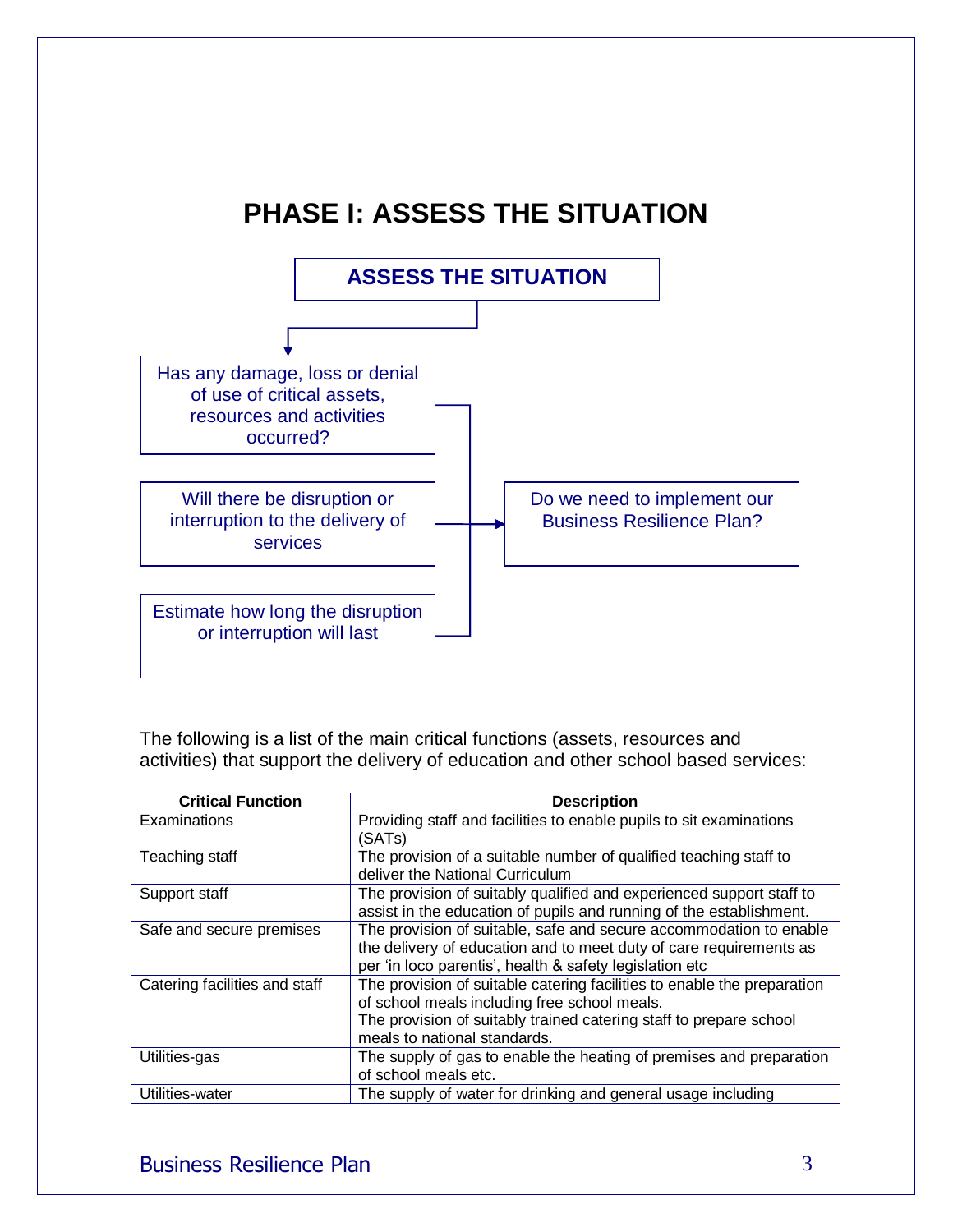# PHASE I: ASSESS THE SITUATION

**ASSESS THE SITUATION**

- Has any damage, loss or denial of use of critical assets, resources and activities occurred?
- Will there be disruption or interruption to the delivery of services
- Estimate how long the disruption or interruption will last

→ Do we need to implement our Business Resilience Plan?

The following is a list of the main critical functions (assets, resources and activities) that support the delivery of education and other school based services:

| Critical Function | Description |
|---|---|
| Examinations | Providing staff and facilities to enable pupils to sit examinations (SATs) |
| Teaching staff | The provision of a suitable number of qualified teaching staff to deliver the National Curriculum |
| Support staff | The provision of suitably qualified and experienced support staff to assist in the education of pupils and running of the establishment. |
| Safe and secure premises | The provision of suitable, safe and secure accommodation to enable the delivery of education and to meet duty of care requirements as per 'in loco parentis', health & safety legislation etc |
| Catering facilities and staff | The provision of suitable catering facilities to enable the preparation of school meals including free school meals.<br>The provision of suitably trained catering staff to prepare school meals to national standards. |
| Utilities-gas | The supply of gas to enable the heating of premises and preparation of school meals etc. |
| Utilities-water | The supply of water for drinking and general usage including |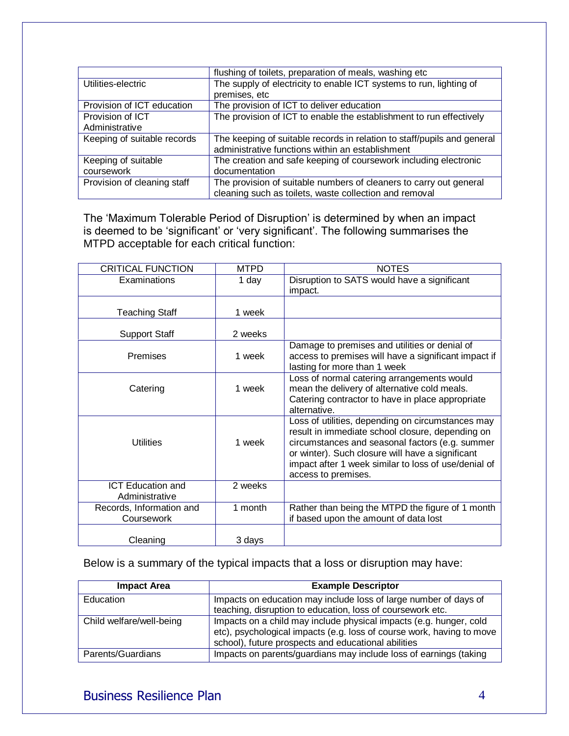| | |
|---|---|
| | flushing of toilets, preparation of meals, washing etc |
| Utilities-electric | The supply of electricity to enable ICT systems to run, lighting of premises, etc |
| Provision of ICT education | The provision of ICT to deliver education |
| Provision of ICT Administrative | The provision of ICT to enable the establishment to run effectively |
| Keeping of suitable records | The keeping of suitable records in relation to staff/pupils and general administrative functions within an establishment |
| Keeping of suitable coursework | The creation and safe keeping of coursework including electronic documentation |
| Provision of cleaning staff | The provision of suitable numbers of cleaners to carry out general cleaning such as toilets, waste collection and removal |

The 'Maximum Tolerable Period of Disruption' is determined by when an impact is deemed to be 'significant' or 'very significant'. The following summarises the MTPD acceptable for each critical function:

| CRITICAL FUNCTION | MTPD | NOTES |
|---|---|---|
| Examinations | 1 day | Disruption to SATS would have a significant impact. |
| Teaching Staff | 1 week | |
| Support Staff | 2 weeks | |
| Premises | 1 week | Damage to premises and utilities or denial of access to premises will have a significant impact if lasting for more than 1 week |
| Catering | 1 week | Loss of normal catering arrangements would mean the delivery of alternative cold meals. Catering contractor to have in place appropriate alternative. |
| Utilities | 1 week | Loss of utilities, depending on circumstances may result in immediate school closure, depending on circumstances and seasonal factors (e.g. summer or winter). Such closure will have a significant impact after 1 week similar to loss of use/denial of access to premises. |
| ICT Education and Administrative | 2 weeks | |
| Records, Information and Coursework | 1 month | Rather than being the MTPD the figure of 1 month if based upon the amount of data lost |
| Cleaning | 3 days | |

Below is a summary of the typical impacts that a loss or disruption may have:

| Impact Area | Example Descriptor |
|---|---|
| Education | Impacts on education may include loss of large number of days of teaching, disruption to education, loss of coursework etc. |
| Child welfare/well-being | Impacts on a child may include physical impacts (e.g. hunger, cold etc), psychological impacts (e.g. loss of course work, having to move school), future prospects and educational abilities |
| Parents/Guardians | Impacts on parents/guardians may include loss of earnings (taking |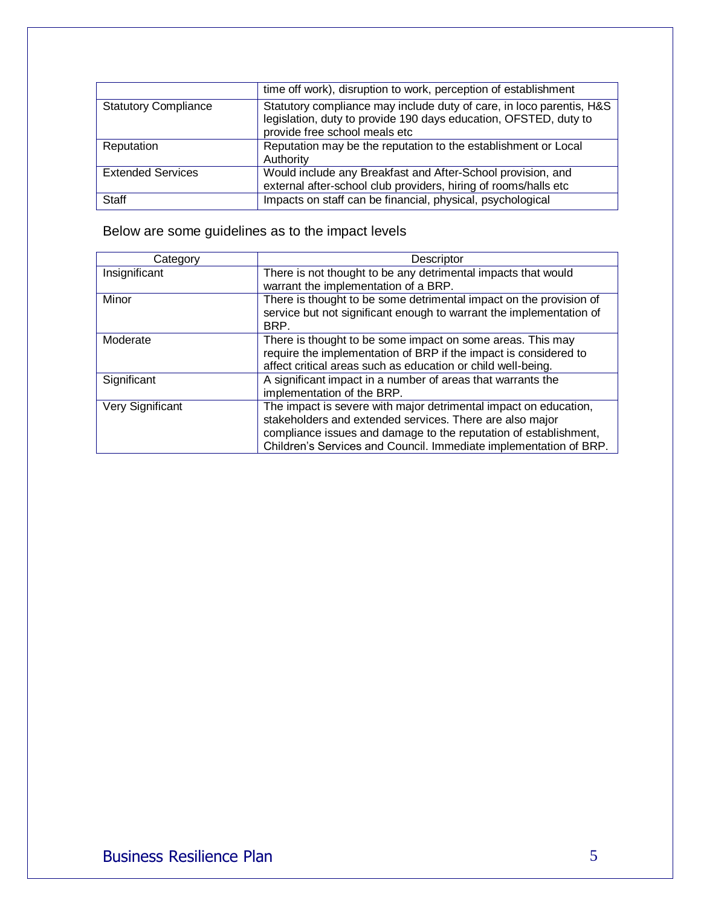|  |  |
|---|---|
|  | time off work), disruption to work, perception of establishment |
| Statutory Compliance | Statutory compliance may include duty of care, in loco parentis, H&S legislation, duty to provide 190 days education, OFSTED, duty to provide free school meals etc |
| Reputation | Reputation may be the reputation to the establishment or Local Authority |
| Extended Services | Would include any Breakfast and After-School provision, and external after-school club providers, hiring of rooms/halls etc |
| Staff | Impacts on staff can be financial, physical, psychological |

Below are some guidelines as to the impact levels

| Category | Descriptor |
|---|---|
| Insignificant | There is not thought to be any detrimental impacts that would warrant the implementation of a BRP. |
| Minor | There is thought to be some detrimental impact on the provision of service but not significant enough to warrant the implementation of BRP. |
| Moderate | There is thought to be some impact on some areas. This may require the implementation of BRP if the impact is considered to affect critical areas such as education or child well-being. |
| Significant | A significant impact in a number of areas that warrants the implementation of the BRP. |
| Very Significant | The impact is severe with major detrimental impact on education, stakeholders and extended services. There are also major compliance issues and damage to the reputation of establishment, Children's Services and Council. Immediate implementation of BRP. |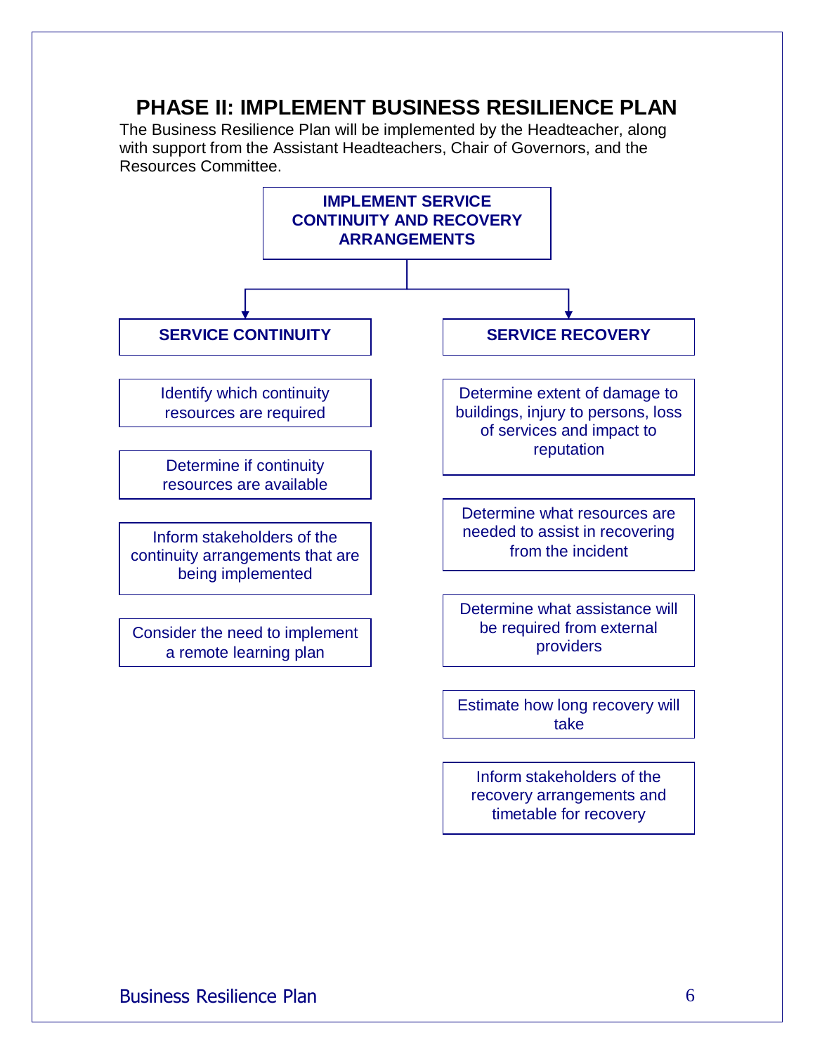# PHASE II: IMPLEMENT BUSINESS RESILIENCE PLAN

The Business Resilience Plan will be implemented by the Headteacher, along with support from the Assistant Headteachers, Chair of Governors, and the Resources Committee.

**IMPLEMENT SERVICE CONTINUITY AND RECOVERY ARRANGEMENTS**

**SERVICE CONTINUITY**

- Identify which continuity resources are required
- Determine if continuity resources are available
- Inform stakeholders of the continuity arrangements that are being implemented
- Consider the need to implement a remote learning plan

**SERVICE RECOVERY**

- Determine extent of damage to buildings, injury to persons, loss of services and impact to reputation
- Determine what resources are needed to assist in recovering from the incident
- Determine what assistance will be required from external providers
- Estimate how long recovery will take
- Inform stakeholders of the recovery arrangements and timetable for recovery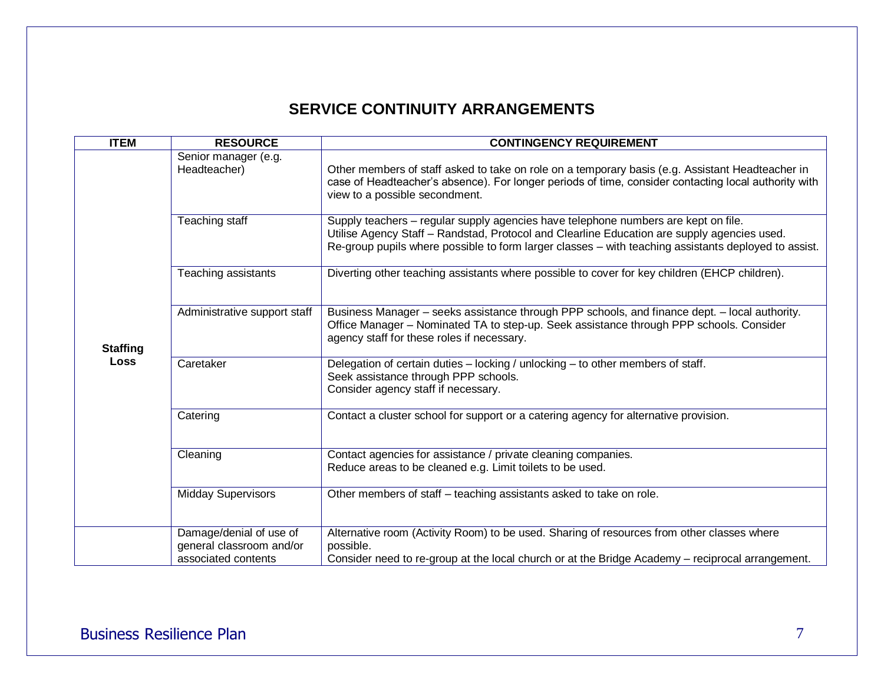## SERVICE CONTINUITY ARRANGEMENTS

| ITEM | RESOURCE | CONTINGENCY REQUIREMENT |
|---|---|---|
| **Staffing Loss** | Senior manager (e.g. Headteacher) | Other members of staff asked to take on role on a temporary basis (e.g. Assistant Headteacher in case of Headteacher's absence). For longer periods of time, consider contacting local authority with view to a possible secondment. |
| | Teaching staff | Supply teachers – regular supply agencies have telephone numbers are kept on file.<br>Utilise Agency Staff – Randstad, Protocol and Clearline Education are supply agencies used.<br>Re-group pupils where possible to form larger classes – with teaching assistants deployed to assist. |
| | Teaching assistants | Diverting other teaching assistants where possible to cover for key children (EHCP children). |
| | Administrative support staff | Business Manager – seeks assistance through PPP schools, and finance dept. – local authority.<br>Office Manager – Nominated TA to step-up. Seek assistance through PPP schools. Consider agency staff for these roles if necessary. |
| | Caretaker | Delegation of certain duties – locking / unlocking – to other members of staff.<br>Seek assistance through PPP schools.<br>Consider agency staff if necessary. |
| | Catering | Contact a cluster school for support or a catering agency for alternative provision. |
| | Cleaning | Contact agencies for assistance / private cleaning companies.<br>Reduce areas to be cleaned e.g. Limit toilets to be used. |
| | Midday Supervisors | Other members of staff – teaching assistants asked to take on role. |
| | Damage/denial of use of general classroom and/or associated contents | Alternative room (Activity Room) to be used. Sharing of resources from other classes where possible.<br>Consider need to re-group at the local church or at the Bridge Academy – reciprocal arrangement. |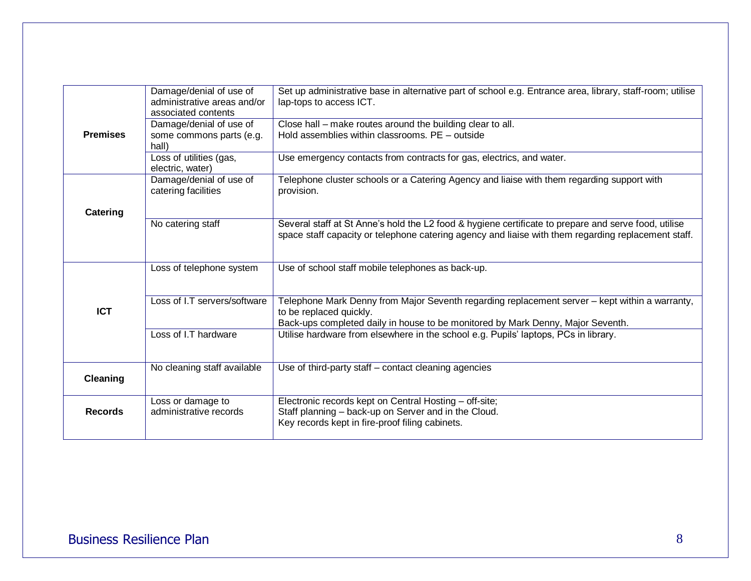| | | |
|---|---|---|
| **Premises** | Damage/denial of use of administrative areas and/or associated contents | Set up administrative base in alternative part of school e.g. Entrance area, library, staff-room; utilise lap-tops to access ICT. |
| | Damage/denial of use of some commons parts (e.g. hall) | Close hall – make routes around the building clear to all.<br>Hold assemblies within classrooms. PE – outside |
| | Loss of utilities (gas, electric, water) | Use emergency contacts from contracts for gas, electrics, and water. |
| **Catering** | Damage/denial of use of catering facilities | Telephone cluster schools or a Catering Agency and liaise with them regarding support with provision. |
| | No catering staff | Several staff at St Anne's hold the L2 food & hygiene certificate to prepare and serve food, utilise space staff capacity or telephone catering agency and liaise with them regarding replacement staff. |
| **ICT** | Loss of telephone system | Use of school staff mobile telephones as back-up. |
| | Loss of I.T servers/software | Telephone Mark Denny from Major Seventh regarding replacement server – kept within a warranty, to be replaced quickly.<br>Back-ups completed daily in house to be monitored by Mark Denny, Major Seventh. |
| | Loss of I.T hardware | Utilise hardware from elsewhere in the school e.g. Pupils' laptops, PCs in library. |
| **Cleaning** | No cleaning staff available | Use of third-party staff – contact cleaning agencies |
| **Records** | Loss or damage to administrative records | Electronic records kept on Central Hosting – off-site;<br>Staff planning – back-up on Server and in the Cloud.<br>Key records kept in fire-proof filing cabinets. |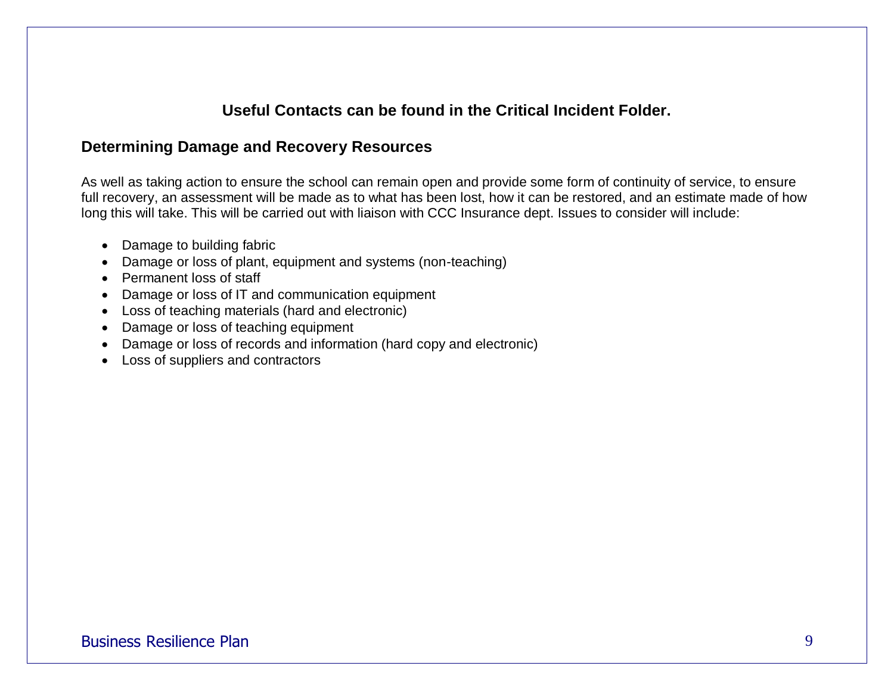**Useful Contacts can be found in the Critical Incident Folder.**

## Determining Damage and Recovery Resources

As well as taking action to ensure the school can remain open and provide some form of continuity of service, to ensure full recovery, an assessment will be made as to what has been lost, how it can be restored, and an estimate made of how long this will take. This will be carried out with liaison with CCC Insurance dept. Issues to consider will include:

- Damage to building fabric
- Damage or loss of plant, equipment and systems (non-teaching)
- Permanent loss of staff
- Damage or loss of IT and communication equipment
- Loss of teaching materials (hard and electronic)
- Damage or loss of teaching equipment
- Damage or loss of records and information (hard copy and electronic)
- Loss of suppliers and contractors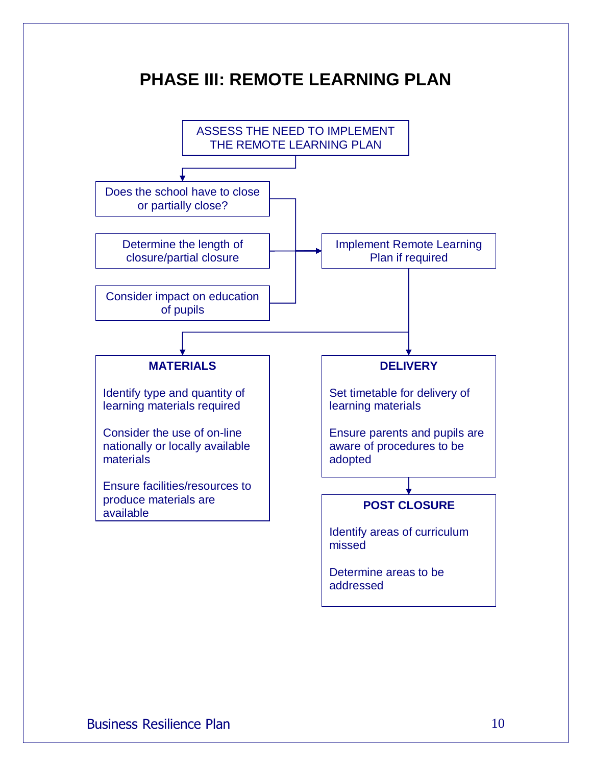# PHASE III: REMOTE LEARNING PLAN

ASSESS THE NEED TO IMPLEMENT THE REMOTE LEARNING PLAN

- Does the school have to close or partially close?
- Determine the length of closure/partial closure
- Consider impact on education of pupils

Implement Remote Learning Plan if required

**MATERIALS**

Identify type and quantity of learning materials required

Consider the use of on-line nationally or locally available materials

Ensure facilities/resources to produce materials are available

**DELIVERY**

Set timetable for delivery of learning materials

Ensure parents and pupils are aware of procedures to be adopted

**POST CLOSURE**

Identify areas of curriculum missed

Determine areas to be addressed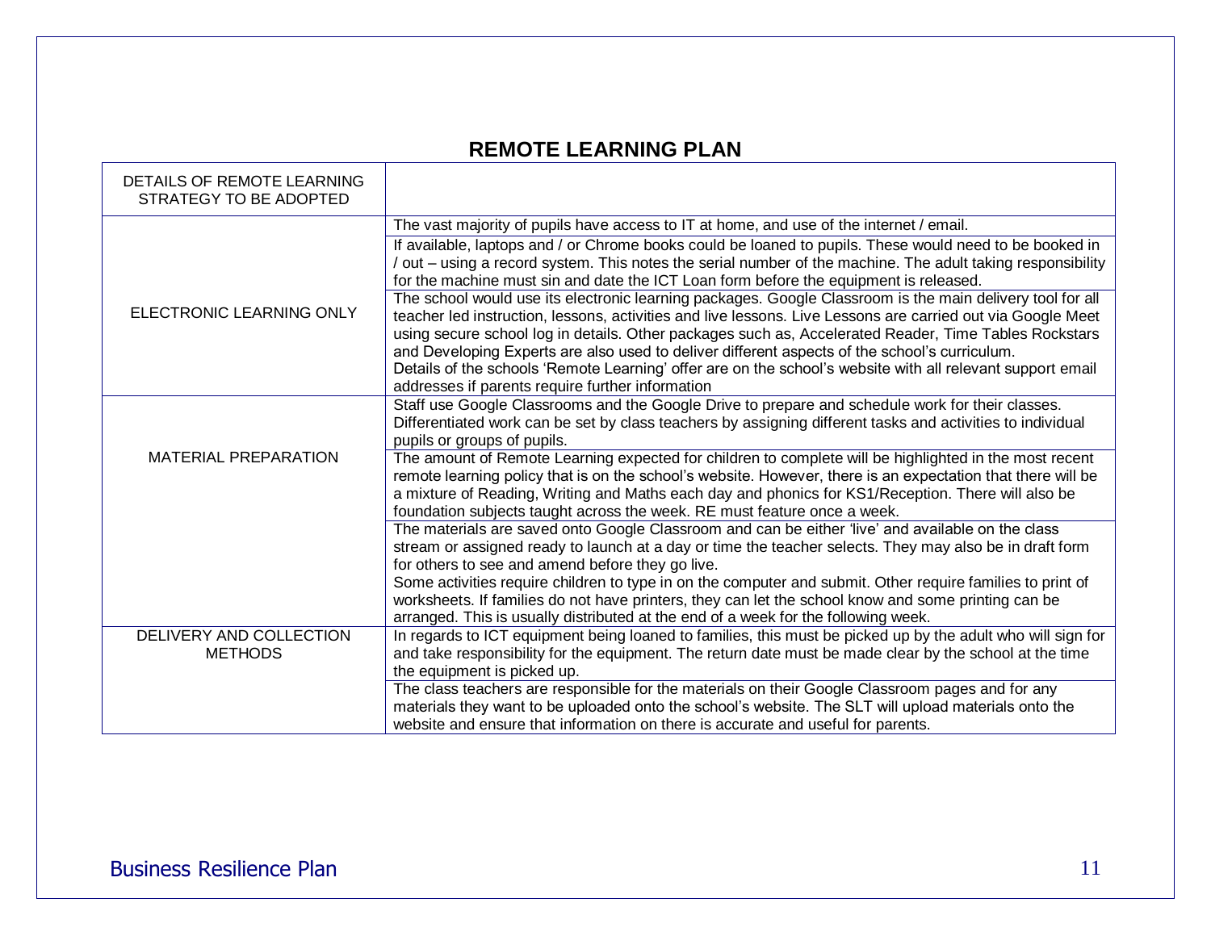## REMOTE LEARNING PLAN

| DETAILS OF REMOTE LEARNING STRATEGY TO BE ADOPTED | |
|---|---|
| ELECTRONIC LEARNING ONLY | The vast majority of pupils have access to IT at home, and use of the internet / email. |
| | If available, laptops and / or Chrome books could be loaned to pupils. These would need to be booked in / out – using a record system. This notes the serial number of the machine. The adult taking responsibility for the machine must sin and date the ICT Loan form before the equipment is released. |
| | The school would use its electronic learning packages. Google Classroom is the main delivery tool for all teacher led instruction, lessons, activities and live lessons. Live Lessons are carried out via Google Meet using secure school log in details. Other packages such as, Accelerated Reader, Time Tables Rockstars and Developing Experts are also used to deliver different aspects of the school's curriculum.<br>Details of the schools 'Remote Learning' offer are on the school's website with all relevant support email addresses if parents require further information |
| MATERIAL PREPARATION | Staff use Google Classrooms and the Google Drive to prepare and schedule work for their classes. Differentiated work can be set by class teachers by assigning different tasks and activities to individual pupils or groups of pupils. |
| | The amount of Remote Learning expected for children to complete will be highlighted in the most recent remote learning policy that is on the school's website. However, there is an expectation that there will be a mixture of Reading, Writing and Maths each day and phonics for KS1/Reception. There will also be foundation subjects taught across the week. RE must feature once a week. |
| | The materials are saved onto Google Classroom and can be either 'live' and available on the class stream or assigned ready to launch at a day or time the teacher selects. They may also be in draft form for others to see and amend before they go live.<br>Some activities require children to type in on the computer and submit. Other require families to print of worksheets. If families do not have printers, they can let the school know and some printing can be arranged. This is usually distributed at the end of a week for the following week. |
| DELIVERY AND COLLECTION METHODS | In regards to ICT equipment being loaned to families, this must be picked up by the adult who will sign for and take responsibility for the equipment. The return date must be made clear by the school at the time the equipment is picked up. |
| | The class teachers are responsible for the materials on their Google Classroom pages and for any materials they want to be uploaded onto the school's website. The SLT will upload materials onto the website and ensure that information on there is accurate and useful for parents. |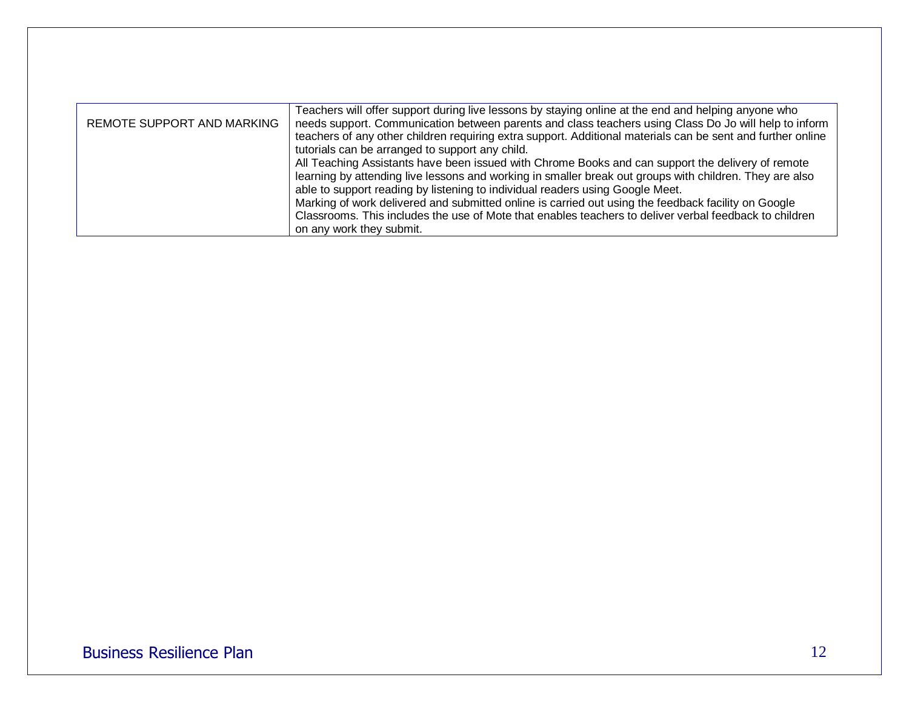| | |
|---|---|
| REMOTE SUPPORT AND MARKING | Teachers will offer support during live lessons by staying online at the end and helping anyone who needs support. Communication between parents and class teachers using Class Do Jo will help to inform teachers of any other children requiring extra support. Additional materials can be sent and further online tutorials can be arranged to support any child.<br>All Teaching Assistants have been issued with Chrome Books and can support the delivery of remote learning by attending live lessons and working in smaller break out groups with children. They are also able to support reading by listening to individual readers using Google Meet.<br>Marking of work delivered and submitted online is carried out using the feedback facility on Google Classrooms. This includes the use of Mote that enables teachers to deliver verbal feedback to children on any work they submit. |